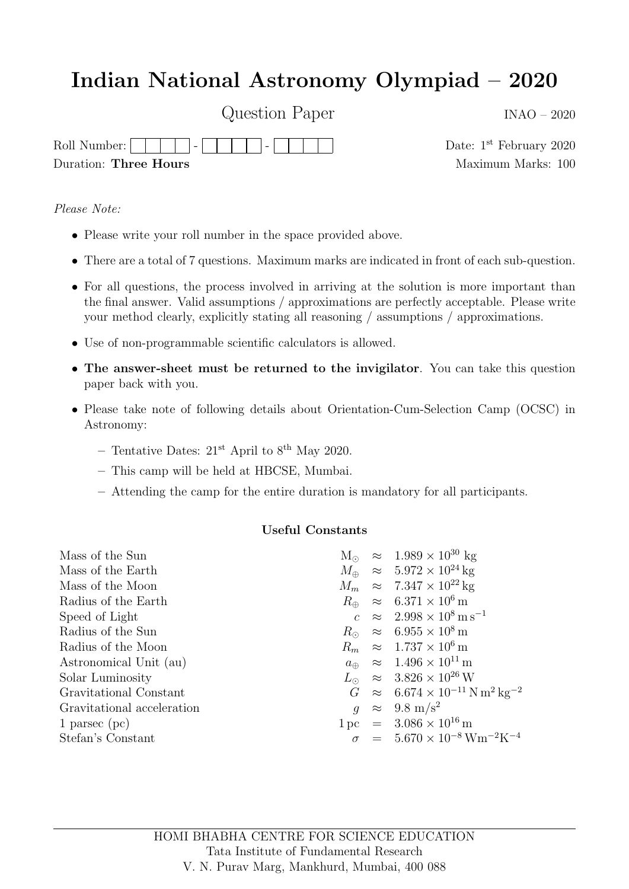# Indian National Astronomy Olympiad – 2020

Question Paper

INAO – 2020

Roll Number: ☐☐☐☐ - ☐☐☐☐ - ☐☐☐☐

Date: 1st February 2020

Duration: **Three Hours**

Maximum Marks: 100

*Please Note:*

- Please write your roll number in the space provided above.
- There are a total of 7 questions. Maximum marks are indicated in front of each sub-question.
- For all questions, the process involved in arriving at the solution is more important than the final answer. Valid assumptions / approximations are perfectly acceptable. Please write your method clearly, explicitly stating all reasoning / assumptions / approximations.
- Use of non-programmable scientific calculators is allowed.
- **The answer-sheet must be returned to the invigilator**. You can take this question paper back with you.
- Please take note of following details about Orientation-Cum-Selection Camp (OCSC) in Astronomy:
  - Tentative Dates: 21st April to 8th May 2020.
  - This camp will be held at HBCSE, Mumbai.
  - Attending the camp for the entire duration is mandatory for all participants.

**Useful Constants**

| | | | |
|---|---|---|---|
| Mass of the Sun | $M_\odot$ | $\approx$ | $1.989 \times 10^{30}$ kg |
| Mass of the Earth | $M_\oplus$ | $\approx$ | $5.972 \times 10^{24}$ kg |
| Mass of the Moon | $M_m$ | $\approx$ | $7.347 \times 10^{22}$ kg |
| Radius of the Earth | $R_\oplus$ | $\approx$ | $6.371 \times 10^{6}$ m |
| Speed of Light | $c$ | $\approx$ | $2.998 \times 10^{8}\,\mathrm{m\,s^{-1}}$ |
| Radius of the Sun | $R_\odot$ | $\approx$ | $6.955 \times 10^{8}$ m |
| Radius of the Moon | $R_m$ | $\approx$ | $1.737 \times 10^{6}$ m |
| Astronomical Unit (au) | $a_\oplus$ | $\approx$ | $1.496 \times 10^{11}$ m |
| Solar Luminosity | $L_\odot$ | $\approx$ | $3.826 \times 10^{26}$ W |
| Gravitational Constant | $G$ | $\approx$ | $6.674 \times 10^{-11}\,\mathrm{N\,m^2\,kg^{-2}}$ |
| Gravitational acceleration | $g$ | $\approx$ | $9.8\ \mathrm{m/s^2}$ |
| 1 parsec (pc) | 1 pc | $=$ | $3.086 \times 10^{16}$ m |
| Stefan's Constant | $\sigma$ | $=$ | $5.670 \times 10^{-8}\,\mathrm{Wm^{-2}K^{-4}}$ |

HOMI BHABHA CENTRE FOR SCIENCE EDUCATION
Tata Institute of Fundamental Research
V. N. Purav Marg, Mankhurd, Mumbai, 400 088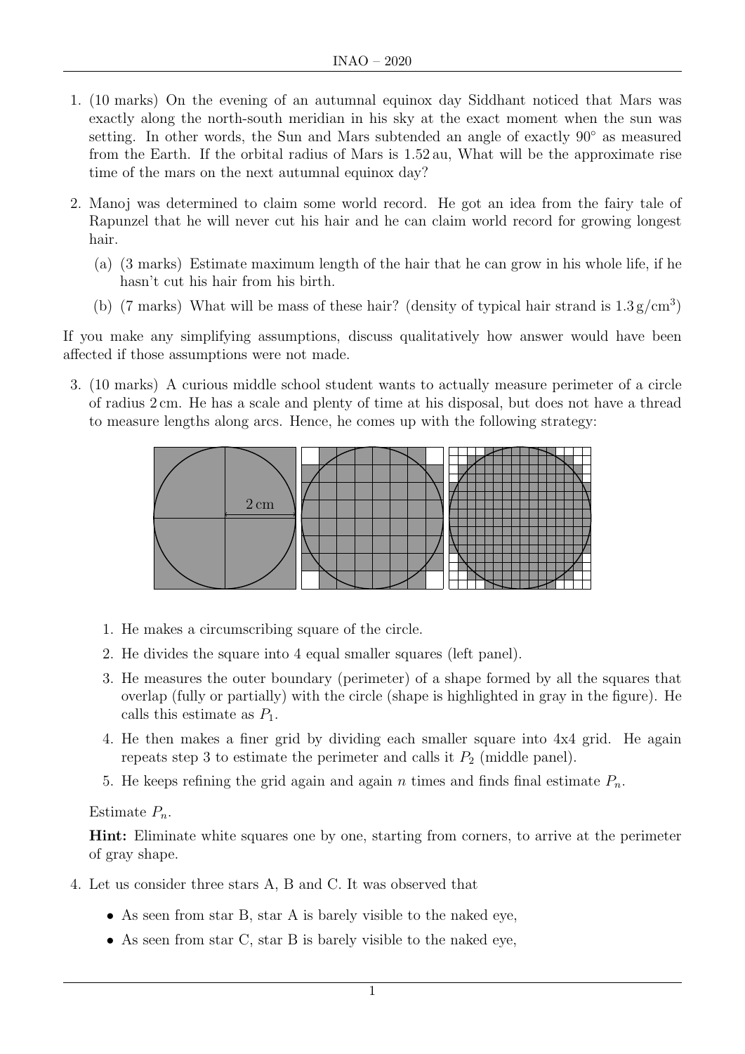1. (10 marks) On the evening of an autumnal equinox day Siddhant noticed that Mars was exactly along the north-south meridian in his sky at the exact moment when the sun was setting. In other words, the Sun and Mars subtended an angle of exactly 90° as measured from the Earth. If the orbital radius of Mars is 1.52 au, What will be the approximate rise time of the mars on the next autumnal equinox day?

2. Manoj was determined to claim some world record. He got an idea from the fairy tale of Rapunzel that he will never cut his hair and he can claim world record for growing longest hair.

   (a) (3 marks) Estimate maximum length of the hair that he can grow in his whole life, if he hasn't cut his hair from his birth.

   (b) (7 marks) What will be mass of these hair? (density of typical hair strand is $1.3\,\mathrm{g/cm^3}$)

If you make any simplifying assumptions, discuss qualitatively how answer would have been affected if those assumptions were not made.

3. (10 marks) A curious middle school student wants to actually measure perimeter of a circle of radius 2 cm. He has a scale and plenty of time at his disposal, but does not have a thread to measure lengths along arcs. Hence, he comes up with the following strategy:

   1. He makes a circumscribing square of the circle.
   2. He divides the square into 4 equal smaller squares (left panel).
   3. He measures the outer boundary (perimeter) of a shape formed by all the squares that overlap (fully or partially) with the circle (shape is highlighted in gray in the figure). He calls this estimate as $P_1$.
   4. He then makes a finer grid by dividing each smaller square into 4x4 grid. He again repeats step 3 to estimate the perimeter and calls it $P_2$ (middle panel).
   5. He keeps refining the grid again and again $n$ times and finds final estimate $P_n$.

   Estimate $P_n$.

   **Hint:** Eliminate white squares one by one, starting from corners, to arrive at the perimeter of gray shape.

4. Let us consider three stars A, B and C. It was observed that

   - As seen from star B, star A is barely visible to the naked eye,
   - As seen from star C, star B is barely visible to the naked eye,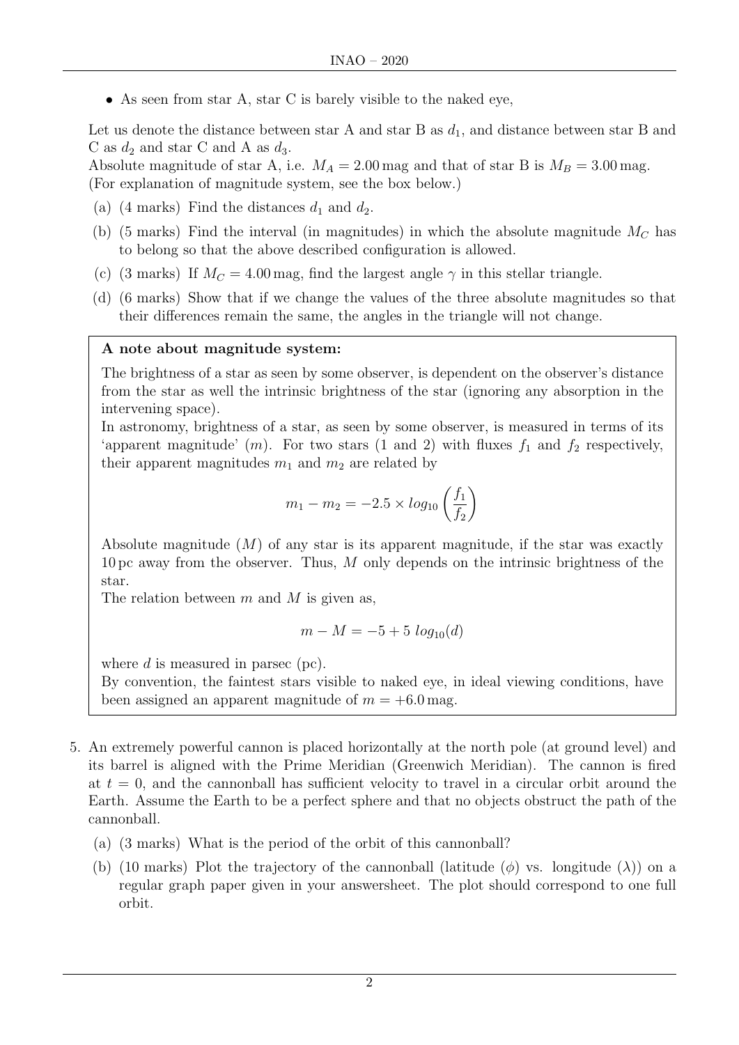- As seen from star A, star C is barely visible to the naked eye,

Let us denote the distance between star A and star B as $d_1$, and distance between star B and C as $d_2$ and star C and A as $d_3$.
Absolute magnitude of star A, i.e. $M_A = 2.00$ mag and that of star B is $M_B = 3.00$ mag. (For explanation of magnitude system, see the box below.)

(a) (4 marks) Find the distances $d_1$ and $d_2$.

(b) (5 marks) Find the interval (in magnitudes) in which the absolute magnitude $M_C$ has to belong so that the above described configuration is allowed.

(c) (3 marks) If $M_C = 4.00$ mag, find the largest angle $\gamma$ in this stellar triangle.

(d) (6 marks) Show that if we change the values of the three absolute magnitudes so that their differences remain the same, the angles in the triangle will not change.

**A note about magnitude system:**

The brightness of a star as seen by some observer, is dependent on the observer's distance from the star as well the intrinsic brightness of the star (ignoring any absorption in the intervening space).

In astronomy, brightness of a star, as seen by some observer, is measured in terms of its 'apparent magnitude' ($m$). For two stars (1 and 2) with fluxes $f_1$ and $f_2$ respectively, their apparent magnitudes $m_1$ and $m_2$ are related by

$$m_1 - m_2 = -2.5 \times log_{10}\left(\frac{f_1}{f_2}\right)$$

Absolute magnitude ($M$) of any star is its apparent magnitude, if the star was exactly 10 pc away from the observer. Thus, $M$ only depends on the intrinsic brightness of the star.

The relation between $m$ and $M$ is given as,

$$m - M = -5 + 5\ log_{10}(d)$$

where $d$ is measured in parsec (pc).

By convention, the faintest stars visible to naked eye, in ideal viewing conditions, have been assigned an apparent magnitude of $m = +6.0$ mag.

5. An extremely powerful cannon is placed horizontally at the north pole (at ground level) and its barrel is aligned with the Prime Meridian (Greenwich Meridian). The cannon is fired at $t = 0$, and the cannonball has sufficient velocity to travel in a circular orbit around the Earth. Assume the Earth to be a perfect sphere and that no objects obstruct the path of the cannonball.

   (a) (3 marks) What is the period of the orbit of this cannonball?

   (b) (10 marks) Plot the trajectory of the cannonball (latitude ($\phi$) vs. longitude ($\lambda$)) on a regular graph paper given in your answersheet. The plot should correspond to one full orbit.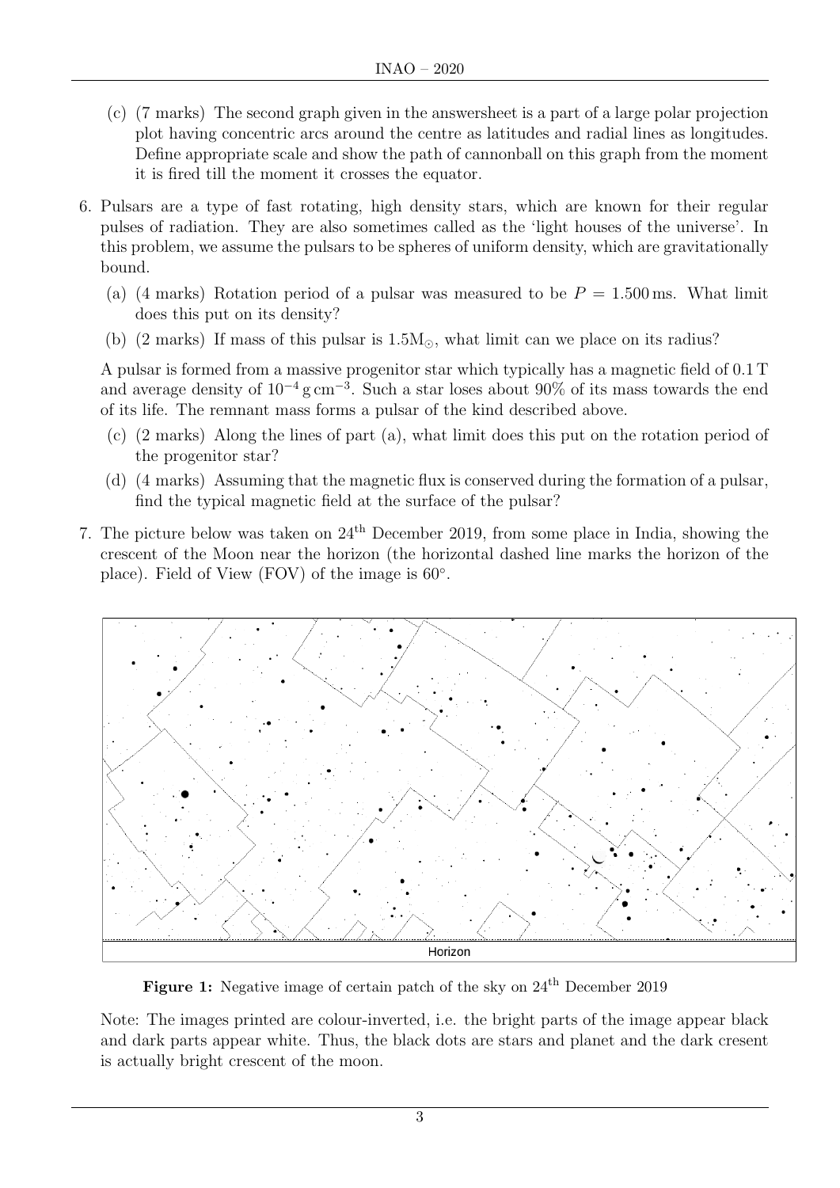(c) (7 marks) The second graph given in the answersheet is a part of a large polar projection plot having concentric arcs around the centre as latitudes and radial lines as longitudes. Define appropriate scale and show the path of cannonball on this graph from the moment it is fired till the moment it crosses the equator.

6. Pulsars are a type of fast rotating, high density stars, which are known for their regular pulses of radiation. They are also sometimes called as the 'light houses of the universe'. In this problem, we assume the pulsars to be spheres of uniform density, which are gravitationally bound.

   (a) (4 marks) Rotation period of a pulsar was measured to be $P = 1.500\,\text{ms}$. What limit does this put on its density?

   (b) (2 marks) If mass of this pulsar is $1.5\text{M}_\odot$, what limit can we place on its radius?

   A pulsar is formed from a massive progenitor star which typically has a magnetic field of $0.1\,\text{T}$ and average density of $10^{-4}\,\text{g}\,\text{cm}^{-3}$. Such a star loses about 90% of its mass towards the end of its life. The remnant mass forms a pulsar of the kind described above.

   (c) (2 marks) Along the lines of part (a), what limit does this put on the rotation period of the progenitor star?

   (d) (4 marks) Assuming that the magnetic flux is conserved during the formation of a pulsar, find the typical magnetic field at the surface of the pulsar?

7. The picture below was taken on 24th December 2019, from some place in India, showing the crescent of the Moon near the horizon (the horizontal dashed line marks the horizon of the place). Field of View (FOV) of the image is $60^\circ$.

Horizon

**Figure 1:** Negative image of certain patch of the sky on 24th December 2019

Note: The images printed are colour-inverted, i.e. the bright parts of the image appear black and dark parts appear white. Thus, the black dots are stars and planet and the dark cresent is actually bright crescent of the moon.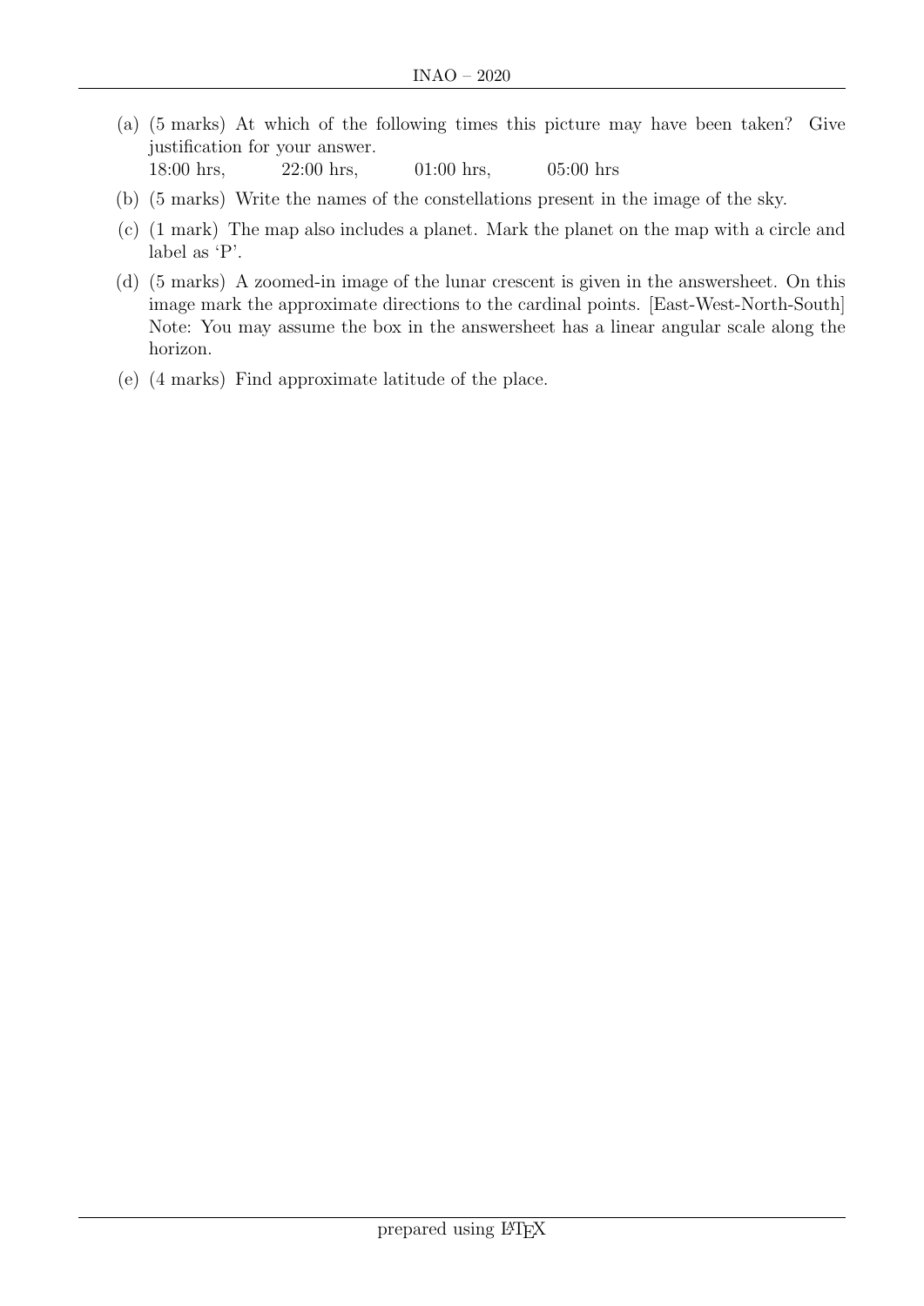(a) (5 marks) At which of the following times this picture may have been taken? Give justification for your answer.
18:00 hrs, 22:00 hrs, 01:00 hrs, 05:00 hrs

(b) (5 marks) Write the names of the constellations present in the image of the sky.

(c) (1 mark) The map also includes a planet. Mark the planet on the map with a circle and label as 'P'.

(d) (5 marks) A zoomed-in image of the lunar crescent is given in the answersheet. On this image mark the approximate directions to the cardinal points. [East-West-North-South] Note: You may assume the box in the answersheet has a linear angular scale along the horizon.

(e) (4 marks) Find approximate latitude of the place.